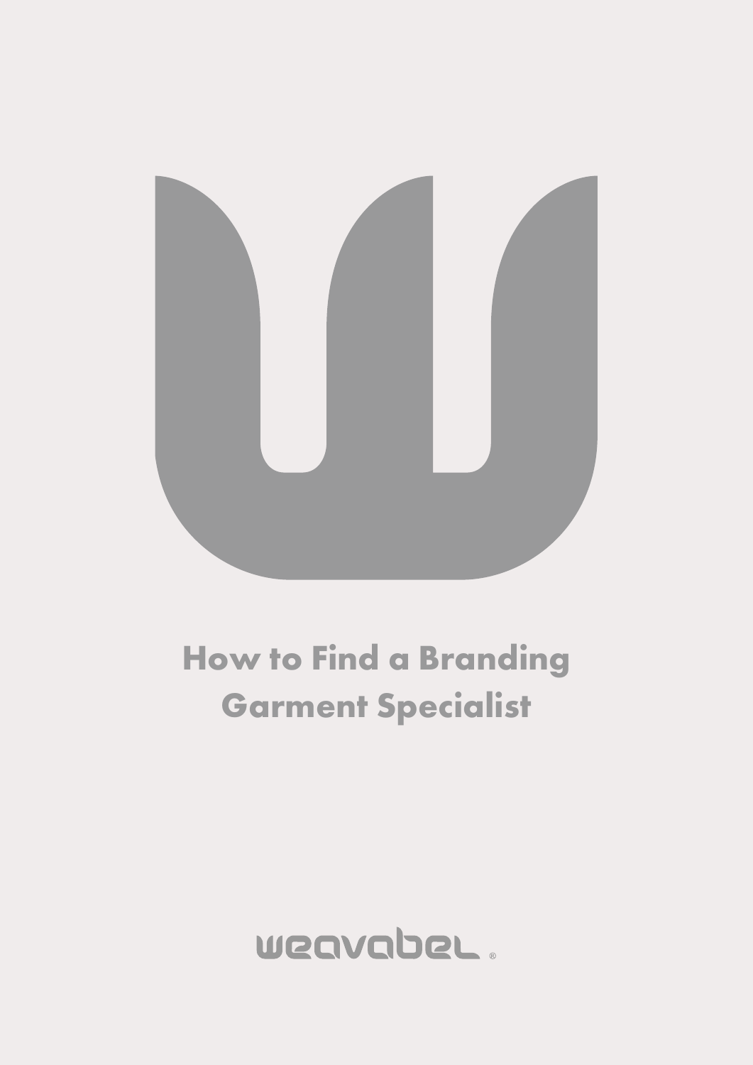# How to Find a Branding Garment Specialist

weavabel®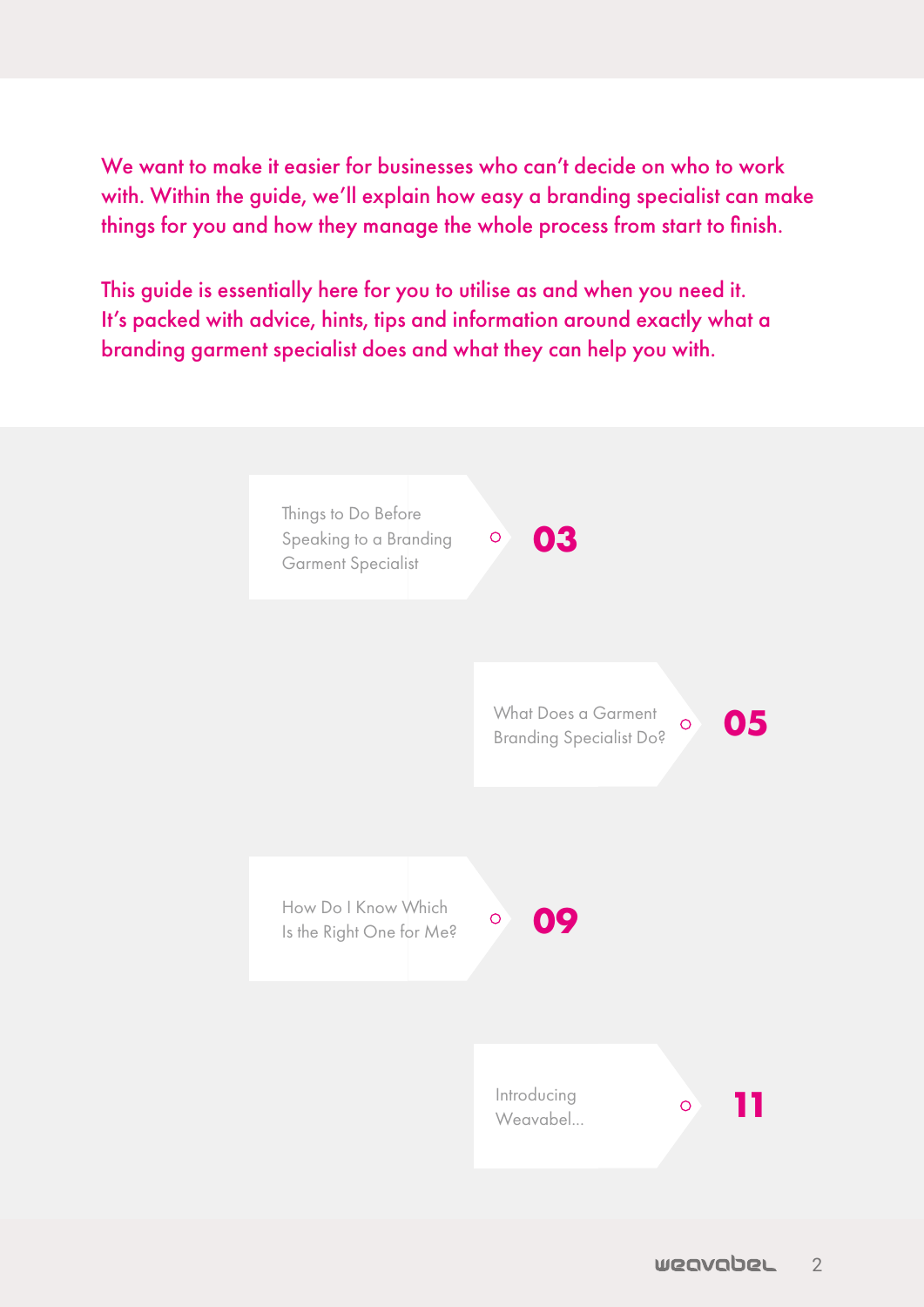We want to make it easier for businesses who can't decide on who to work with. Within the guide, we'll explain how easy a branding specialist can make things for you and how they manage the whole process from start to finish.

This guide is essentially here for you to utilise as and when you need it. It's packed with advice, hints, tips and information around exactly what a branding garment specialist does and what they can help you with.

- Things to Do Before Speaking to a Branding Garment Specialist — **03**
- What Does a Garment Branding Specialist Do? — **05**
- How Do I Know Which Is the Right One for Me? — **09**
- Introducing Weavabel... — **11**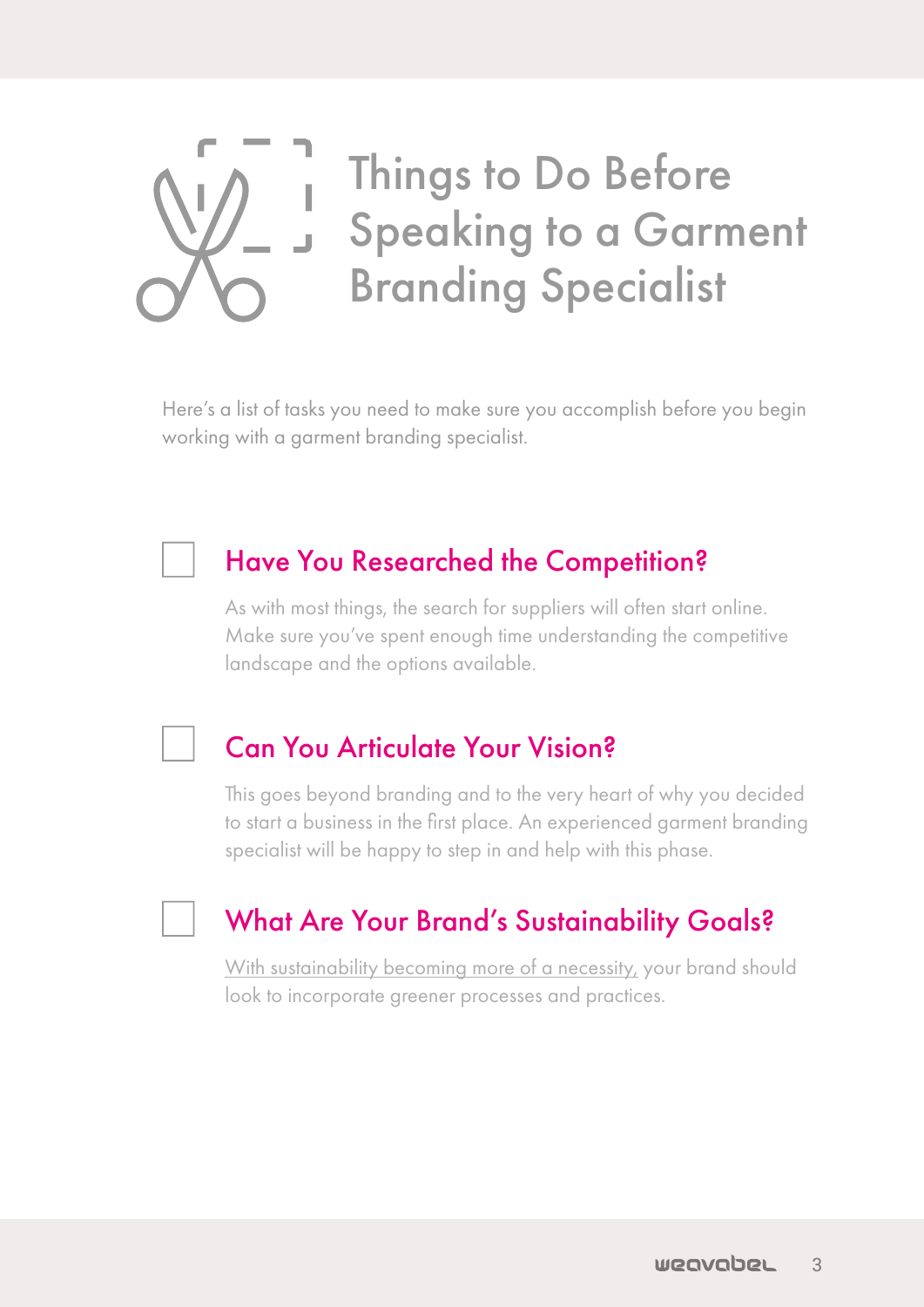# Things to Do Before Speaking to a Garment Branding Specialist

Here's a list of tasks you need to make sure you accomplish before you begin working with a garment branding specialist.

## Have You Researched the Competition?

As with most things, the search for suppliers will often start online. Make sure you've spent enough time understanding the competitive landscape and the options available.

## Can You Articulate Your Vision?

This goes beyond branding and to the very heart of why you decided to start a business in the first place. An experienced garment branding specialist will be happy to step in and help with this phase.

## What Are Your Brand's Sustainability Goals?

With sustainability becoming more of a necessity, your brand should look to incorporate greener processes and practices.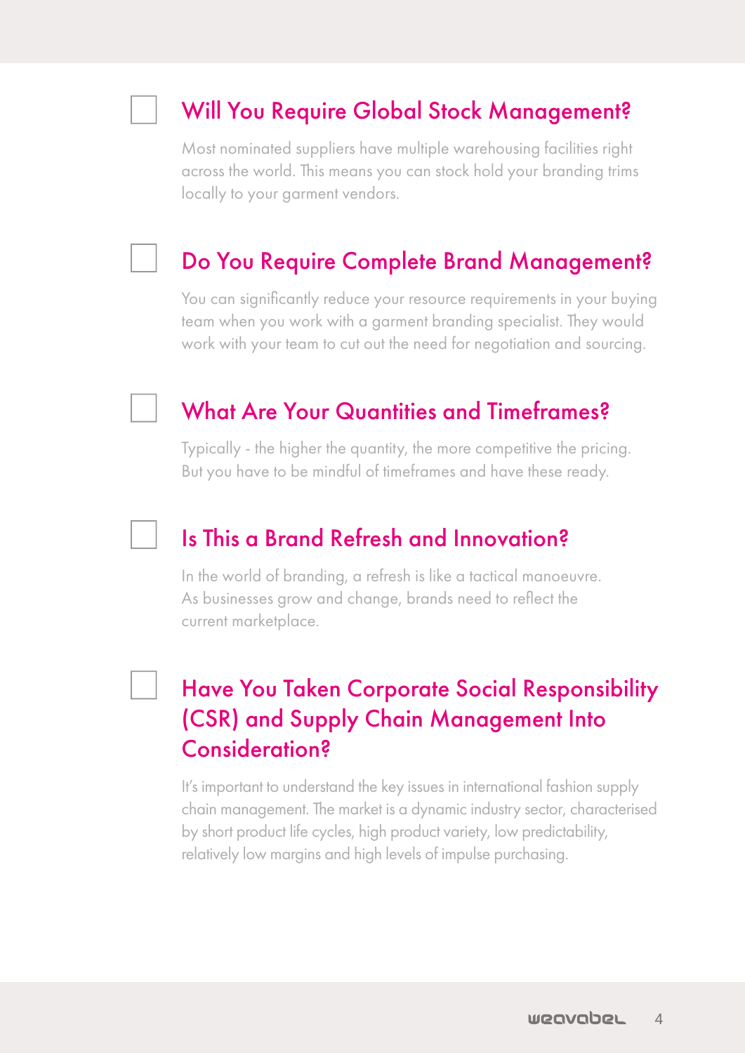- [ ] ## Will You Require Global Stock Management?

Most nominated suppliers have multiple warehousing facilities right across the world. This means you can stock hold your branding trims locally to your garment vendors.

- [ ] ## Do You Require Complete Brand Management?

You can significantly reduce your resource requirements in your buying team when you work with a garment branding specialist. They would work with your team to cut out the need for negotiation and sourcing.

- [ ] ## What Are Your Quantities and Timeframes?

Typically - the higher the quantity, the more competitive the pricing. But you have to be mindful of timeframes and have these ready.

- [ ] ## Is This a Brand Refresh and Innovation?

In the world of branding, a refresh is like a tactical manoeuvre. As businesses grow and change, brands need to reflect the current marketplace.

- [ ] ## Have You Taken Corporate Social Responsibility (CSR) and Supply Chain Management Into Consideration?

It's important to understand the key issues in international fashion supply chain management. The market is a dynamic industry sector, characterised by short product life cycles, high product variety, low predictability, relatively low margins and high levels of impulse purchasing.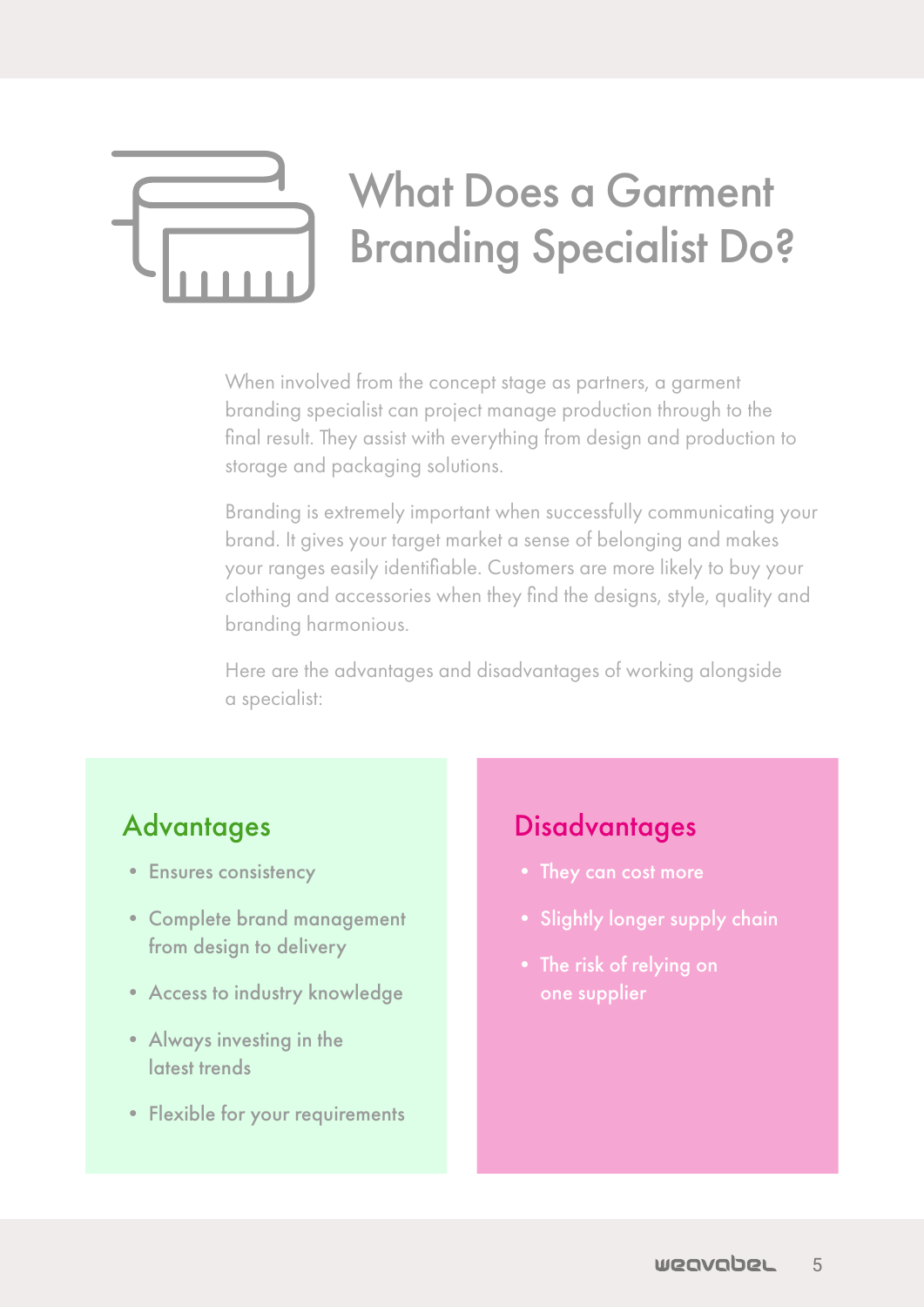# What Does a Garment Branding Specialist Do?

When involved from the concept stage as partners, a garment branding specialist can project manage production through to the final result. They assist with everything from design and production to storage and packaging solutions.

Branding is extremely important when successfully communicating your brand. It gives your target market a sense of belonging and makes your ranges easily identifiable. Customers are more likely to buy your clothing and accessories when they find the designs, style, quality and branding harmonious.

Here are the advantages and disadvantages of working alongside a specialist:

## Advantages

- Ensures consistency
- Complete brand management from design to delivery
- Access to industry knowledge
- Always investing in the latest trends
- Flexible for your requirements

## Disadvantages

- They can cost more
- Slightly longer supply chain
- The risk of relying on one supplier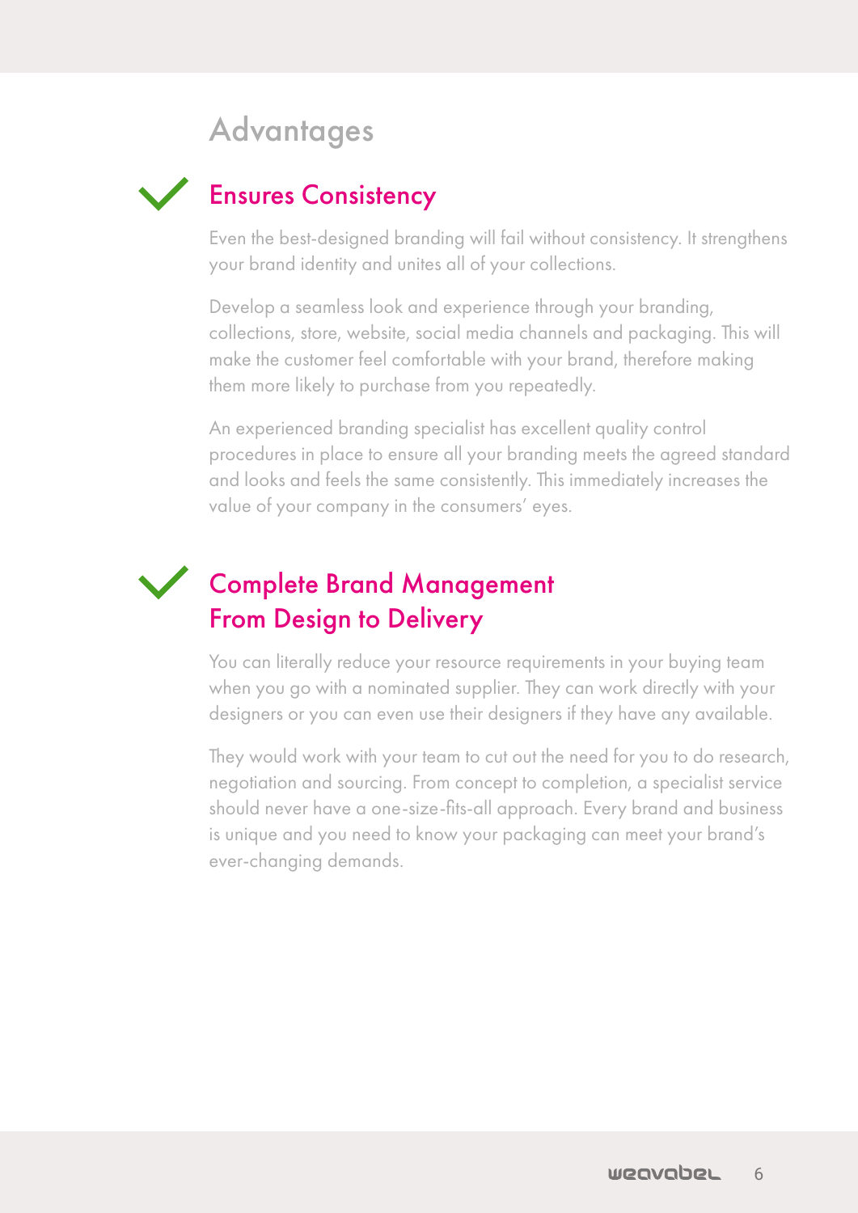# Advantages

## Ensures Consistency

Even the best-designed branding will fail without consistency. It strengthens your brand identity and unites all of your collections.

Develop a seamless look and experience through your branding, collections, store, website, social media channels and packaging. This will make the customer feel comfortable with your brand, therefore making them more likely to purchase from you repeatedly.

An experienced branding specialist has excellent quality control procedures in place to ensure all your branding meets the agreed standard and looks and feels the same consistently. This immediately increases the value of your company in the consumers' eyes.

## Complete Brand Management From Design to Delivery

You can literally reduce your resource requirements in your buying team when you go with a nominated supplier. They can work directly with your designers or you can even use their designers if they have any available.

They would work with your team to cut out the need for you to do research, negotiation and sourcing. From concept to completion, a specialist service should never have a one-size-fits-all approach. Every brand and business is unique and you need to know your packaging can meet your brand's ever-changing demands.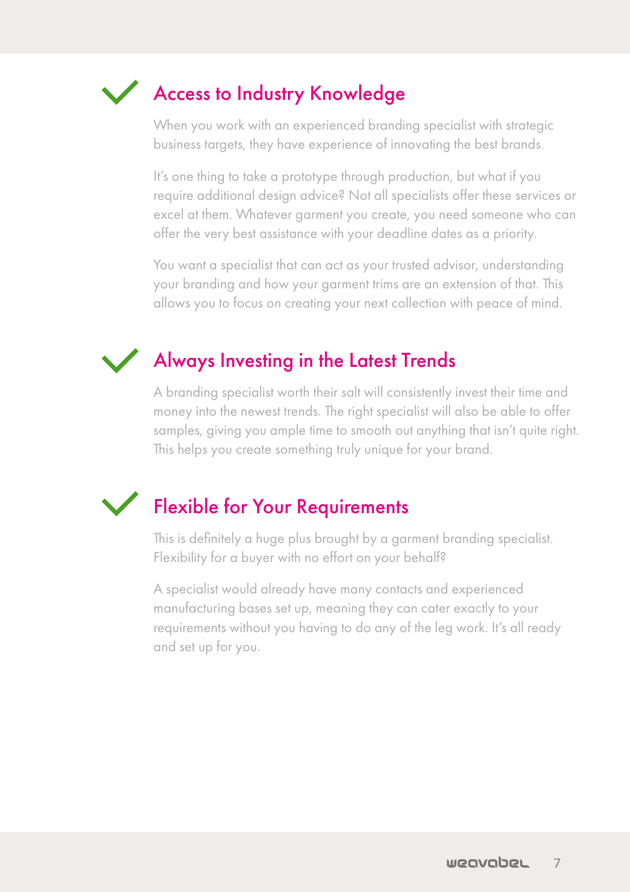## Access to Industry Knowledge

When you work with an experienced branding specialist with strategic business targets, they have experience of innovating the best brands.

It's one thing to take a prototype through production, but what if you require additional design advice? Not all specialists offer these services or excel at them. Whatever garment you create, you need someone who can offer the very best assistance with your deadline dates as a priority.

You want a specialist that can act as your trusted advisor, understanding your branding and how your garment trims are an extension of that. This allows you to focus on creating your next collection with peace of mind.

## Always Investing in the Latest Trends

A branding specialist worth their salt will consistently invest their time and money into the newest trends. The right specialist will also be able to offer samples, giving you ample time to smooth out anything that isn't quite right. This helps you create something truly unique for your brand.

## Flexible for Your Requirements

This is definitely a huge plus brought by a garment branding specialist. Flexibility for a buyer with no effort on your behalf?

A specialist would already have many contacts and experienced manufacturing bases set up, meaning they can cater exactly to your requirements without you having to do any of the leg work. It's all ready and set up for you.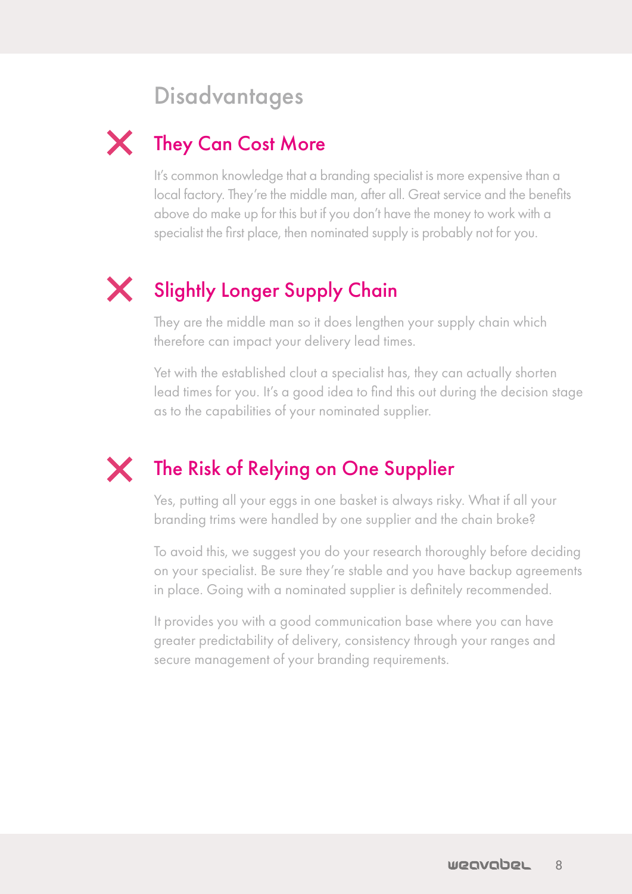# Disadvantages

## They Can Cost More

It's common knowledge that a branding specialist is more expensive than a local factory. They're the middle man, after all. Great service and the benefits above do make up for this but if you don't have the money to work with a specialist the first place, then nominated supply is probably not for you.

## Slightly Longer Supply Chain

They are the middle man so it does lengthen your supply chain which therefore can impact your delivery lead times.

Yet with the established clout a specialist has, they can actually shorten lead times for you. It's a good idea to find this out during the decision stage as to the capabilities of your nominated supplier.

## The Risk of Relying on One Supplier

Yes, putting all your eggs in one basket is always risky. What if all your branding trims were handled by one supplier and the chain broke?

To avoid this, we suggest you do your research thoroughly before deciding on your specialist. Be sure they're stable and you have backup agreements in place. Going with a nominated supplier is definitely recommended.

It provides you with a good communication base where you can have greater predictability of delivery, consistency through your ranges and secure management of your branding requirements.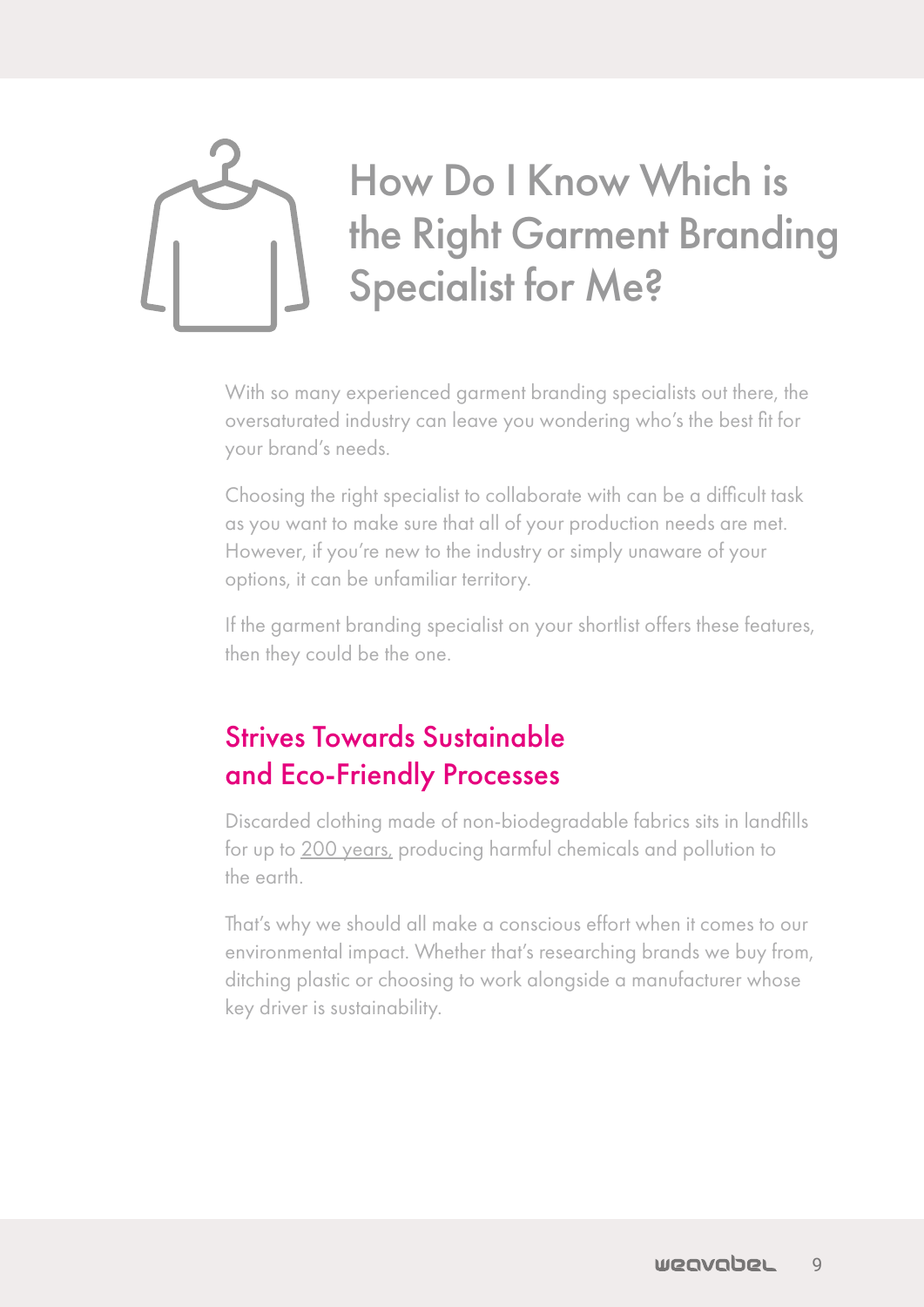# How Do I Know Which is the Right Garment Branding Specialist for Me?

With so many experienced garment branding specialists out there, the oversaturated industry can leave you wondering who's the best fit for your brand's needs.

Choosing the right specialist to collaborate with can be a difficult task as you want to make sure that all of your production needs are met. However, if you're new to the industry or simply unaware of your options, it can be unfamiliar territory.

If the garment branding specialist on your shortlist offers these features, then they could be the one.

## Strives Towards Sustainable and Eco-Friendly Processes

Discarded clothing made of non-biodegradable fabrics sits in landfills for up to 200 years, producing harmful chemicals and pollution to the earth.

That's why we should all make a conscious effort when it comes to our environmental impact. Whether that's researching brands we buy from, ditching plastic or choosing to work alongside a manufacturer whose key driver is sustainability.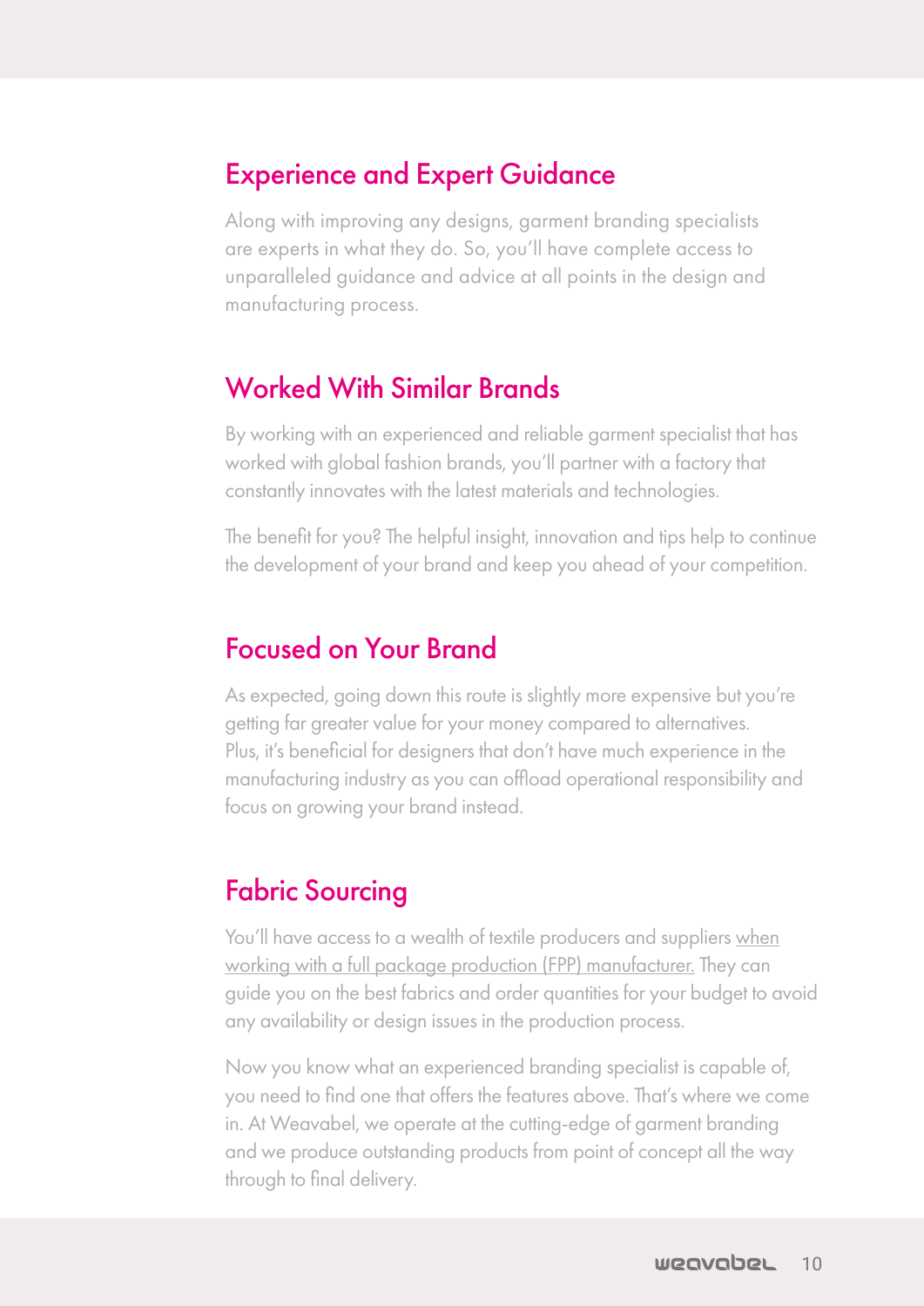## Experience and Expert Guidance

Along with improving any designs, garment branding specialists are experts in what they do. So, you'll have complete access to unparalleled guidance and advice at all points in the design and manufacturing process.

## Worked With Similar Brands

By working with an experienced and reliable garment specialist that has worked with global fashion brands, you'll partner with a factory that constantly innovates with the latest materials and technologies.

The benefit for you? The helpful insight, innovation and tips help to continue the development of your brand and keep you ahead of your competition.

## Focused on Your Brand

As expected, going down this route is slightly more expensive but you're getting far greater value for your money compared to alternatives. Plus, it's beneficial for designers that don't have much experience in the manufacturing industry as you can offload operational responsibility and focus on growing your brand instead.

## Fabric Sourcing

You'll have access to a wealth of textile producers and suppliers when working with a full package production (FPP) manufacturer. They can guide you on the best fabrics and order quantities for your budget to avoid any availability or design issues in the production process.

Now you know what an experienced branding specialist is capable of, you need to find one that offers the features above. That's where we come in. At Weavabel, we operate at the cutting-edge of garment branding and we produce outstanding products from point of concept all the way through to final delivery.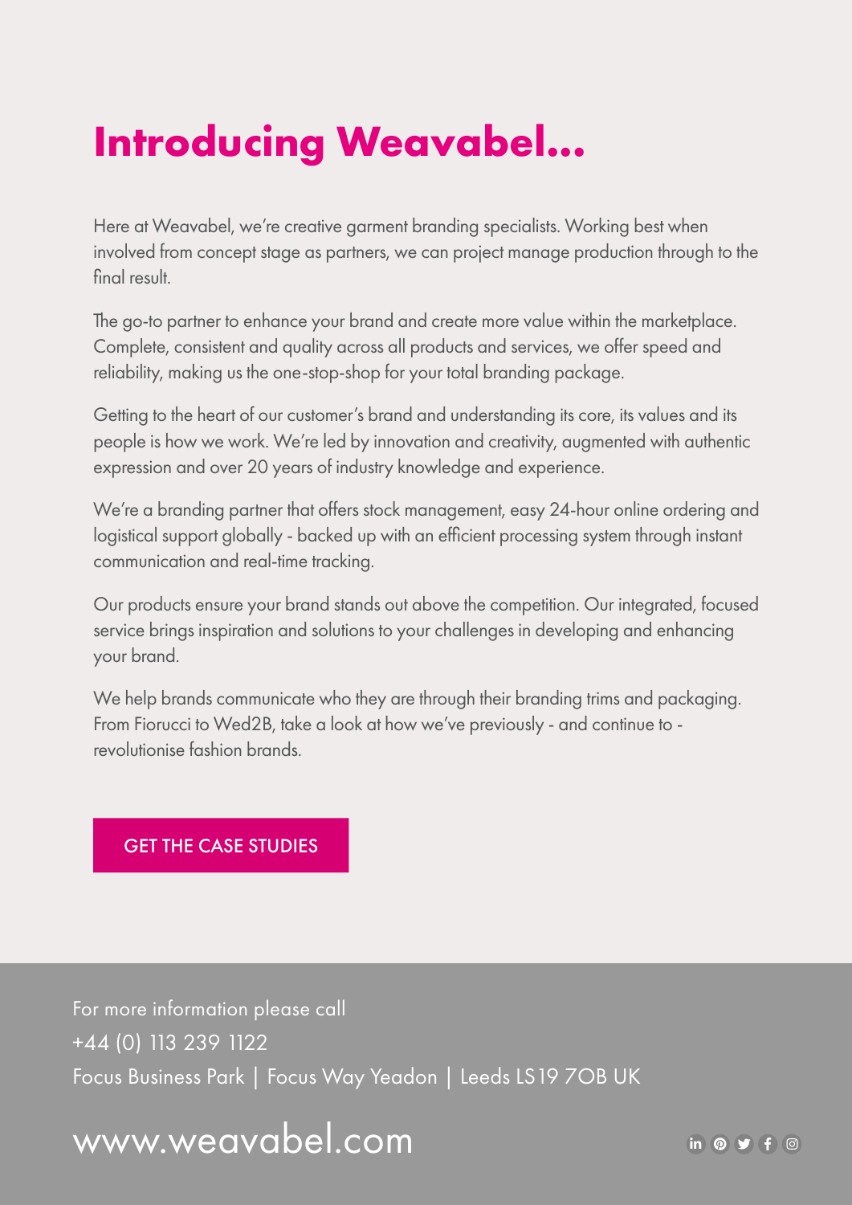# Introducing Weavabel...

Here at Weavabel, we're creative garment branding specialists. Working best when involved from concept stage as partners, we can project manage production through to the final result.

The go-to partner to enhance your brand and create more value within the marketplace. Complete, consistent and quality across all products and services, we offer speed and reliability, making us the one-stop-shop for your total branding package.

Getting to the heart of our customer's brand and understanding its core, its values and its people is how we work. We're led by innovation and creativity, augmented with authentic expression and over 20 years of industry knowledge and experience.

We're a branding partner that offers stock management, easy 24-hour online ordering and logistical support globally - backed up with an efficient processing system through instant communication and real-time tracking.

Our products ensure your brand stands out above the competition. Our integrated, focused service brings inspiration and solutions to your challenges in developing and enhancing your brand.

We help brands communicate who they are through their branding trims and packaging. From Fiorucci to Wed2B, take a look at how we've previously - and continue to - revolutionise fashion brands.

GET THE CASE STUDIES

For more information please call
+44 (0) 113 239 1122
Focus Business Park | Focus Way Yeadon | Leeds LS19 7OB UK

www.weavabel.com